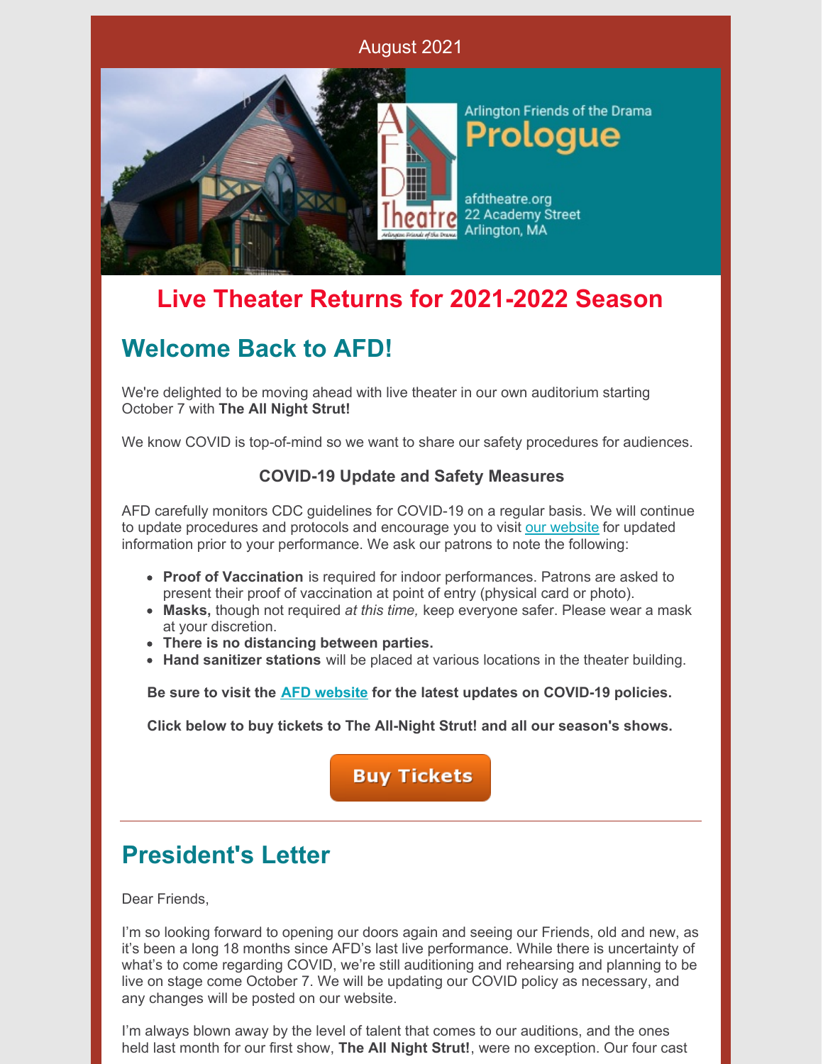August 2021

Arlington Friends of the Drama

**Prologue**

afdtheatre.org
22 Academy Street
Arlington, MA

# Live Theater Returns for 2021-2022 Season

## Welcome Back to AFD!

We're delighted to be moving ahead with live theater in our own auditorium starting October 7 with **The All Night Strut!**

We know COVID is top-of-mind so we want to share our safety procedures for audiences.

### COVID-19 Update and Safety Measures

AFD carefully monitors CDC guidelines for COVID-19 on a regular basis. We will continue to update procedures and protocols and encourage you to visit our website for updated information prior to your performance. We ask our patrons to note the following:

- **Proof of Vaccination** is required for indoor performances. Patrons are asked to present their proof of vaccination at point of entry (physical card or photo).
- **Masks,** though not required *at this time,* keep everyone safer. Please wear a mask at your discretion.
- **There is no distancing between parties.**
- **Hand sanitizer stations** will be placed at various locations in the theater building.

**Be sure to visit the AFD website for the latest updates on COVID-19 policies.**

**Click below to buy tickets to The All-Night Strut! and all our season's shows.**

Buy Tickets

---

## President's Letter

Dear Friends,

I'm so looking forward to opening our doors again and seeing our Friends, old and new, as it's been a long 18 months since AFD's last live performance. While there is uncertainty of what's to come regarding COVID, we're still auditioning and rehearsing and planning to be live on stage come October 7. We will be updating our COVID policy as necessary, and any changes will be posted on our website.

I'm always blown away by the level of talent that comes to our auditions, and the ones held last month for our first show, **The All Night Strut!**, were no exception. Our four cast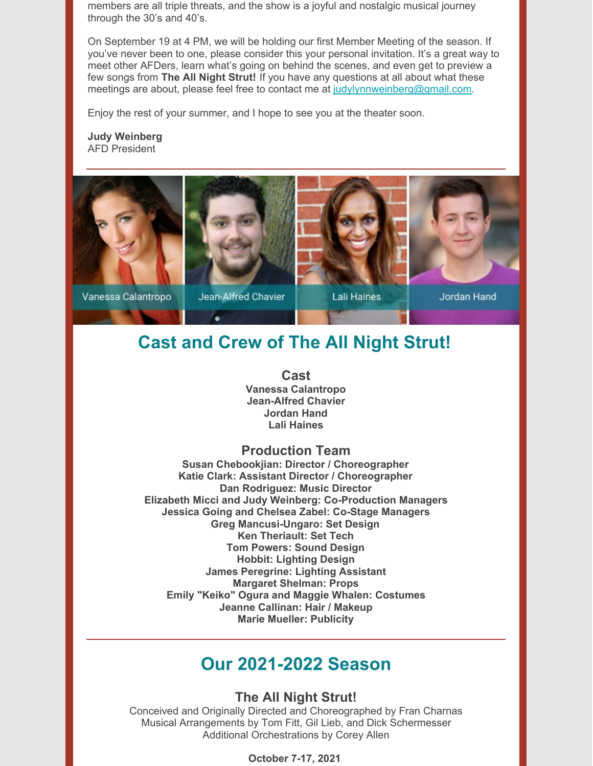members are all triple threats, and the show is a joyful and nostalgic musical journey through the 30's and 40's.

On September 19 at 4 PM, we will be holding our first Member Meeting of the season. If you've never been to one, please consider this your personal invitation. It's a great way to meet other AFDers, learn what's going on behind the scenes, and even get to preview a few songs from **The All Night Strut!** If you have any questions at all about what these meetings are about, please feel free to contact me at judylynnweinberg@gmail.com.

Enjoy the rest of your summer, and I hope to see you at the theater soon.

**Judy Weinberg**
AFD President

---

Vanessa Calantropo | Jean-Alfred Chavier | Lali Haines | Jordan Hand

## Cast and Crew of The All Night Strut!

### Cast

**Vanessa Calantropo**
**Jean-Alfred Chavier**
**Jordan Hand**
**Lali Haines**

### Production Team

**Susan Chebookjian: Director / Choreographer**
**Katie Clark: Assistant Director / Choreographer**
**Dan Rodriguez: Music Director**
**Elizabeth Micci and Judy Weinberg: Co-Production Managers**
**Jessica Going and Chelsea Zabel: Co-Stage Managers**
**Greg Mancusi-Ungaro: Set Design**
**Ken Theriault: Set Tech**
**Tom Powers: Sound Design**
**Hobbit: Lighting Design**
**James Peregrine: Lighting Assistant**
**Margaret Shelman: Props**
**Emily "Keiko" Ogura and Maggie Whalen: Costumes**
**Jeanne Callinan: Hair / Makeup**
**Marie Mueller: Publicity**

---

## Our 2021-2022 Season

### The All Night Strut!

Conceived and Originally Directed and Choreographed by Fran Charnas
Musical Arrangements by Tom Fitt, Gil Lieb, and Dick Schermesser
Additional Orchestrations by Corey Allen

**October 7-17, 2021**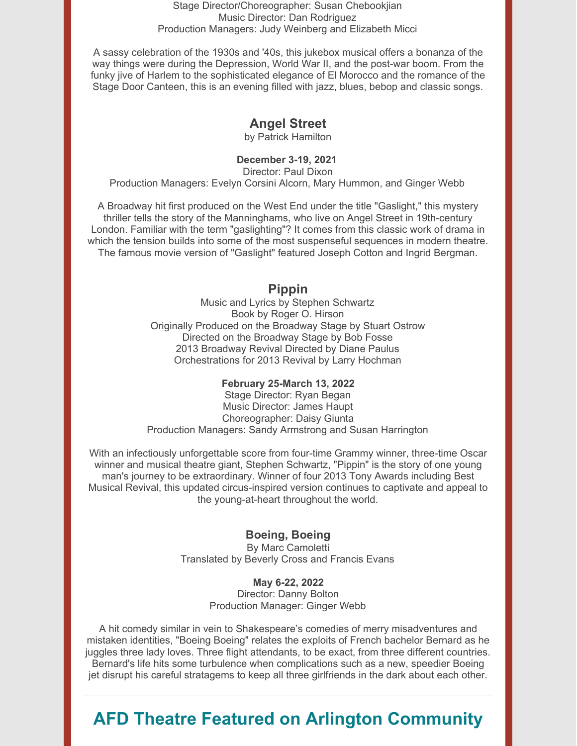Stage Director/Choreographer: Susan Chebookjian
Music Director: Dan Rodriguez
Production Managers: Judy Weinberg and Elizabeth Micci

A sassy celebration of the 1930s and '40s, this jukebox musical offers a bonanza of the way things were during the Depression, World War II, and the post-war boom. From the funky jive of Harlem to the sophisticated elegance of El Morocco and the romance of the Stage Door Canteen, this is an evening filled with jazz, blues, bebop and classic songs.

### Angel Street

by Patrick Hamilton

**December 3-19, 2021**
Director: Paul Dixon
Production Managers: Evelyn Corsini Alcorn, Mary Hummon, and Ginger Webb

A Broadway hit first produced on the West End under the title "Gaslight," this mystery thriller tells the story of the Manninghams, who live on Angel Street in 19th-century London. Familiar with the term "gaslighting"? It comes from this classic work of drama in which the tension builds into some of the most suspenseful sequences in modern theatre. The famous movie version of "Gaslight" featured Joseph Cotton and Ingrid Bergman.

### Pippin

Music and Lyrics by Stephen Schwartz
Book by Roger O. Hirson
Originally Produced on the Broadway Stage by Stuart Ostrow
Directed on the Broadway Stage by Bob Fosse
2013 Broadway Revival Directed by Diane Paulus
Orchestrations for 2013 Revival by Larry Hochman

**February 25-March 13, 2022**
Stage Director: Ryan Began
Music Director: James Haupt
Choreographer: Daisy Giunta
Production Managers: Sandy Armstrong and Susan Harrington

With an infectiously unforgettable score from four-time Grammy winner, three-time Oscar winner and musical theatre giant, Stephen Schwartz, "Pippin" is the story of one young man's journey to be extraordinary. Winner of four 2013 Tony Awards including Best Musical Revival, this updated circus-inspired version continues to captivate and appeal to the young-at-heart throughout the world.

### Boeing, Boeing

By Marc Camoletti
Translated by Beverly Cross and Francis Evans

**May 6-22, 2022**
Director: Danny Bolton
Production Manager: Ginger Webb

A hit comedy similar in vein to Shakespeare's comedies of merry misadventures and mistaken identities, "Boeing Boeing" relates the exploits of French bachelor Bernard as he juggles three lady loves. Three flight attendants, to be exact, from three different countries. Bernard's life hits some turbulence when complications such as a new, speedier Boeing jet disrupt his careful stratagems to keep all three girlfriends in the dark about each other.

---

## AFD Theatre Featured on Arlington Community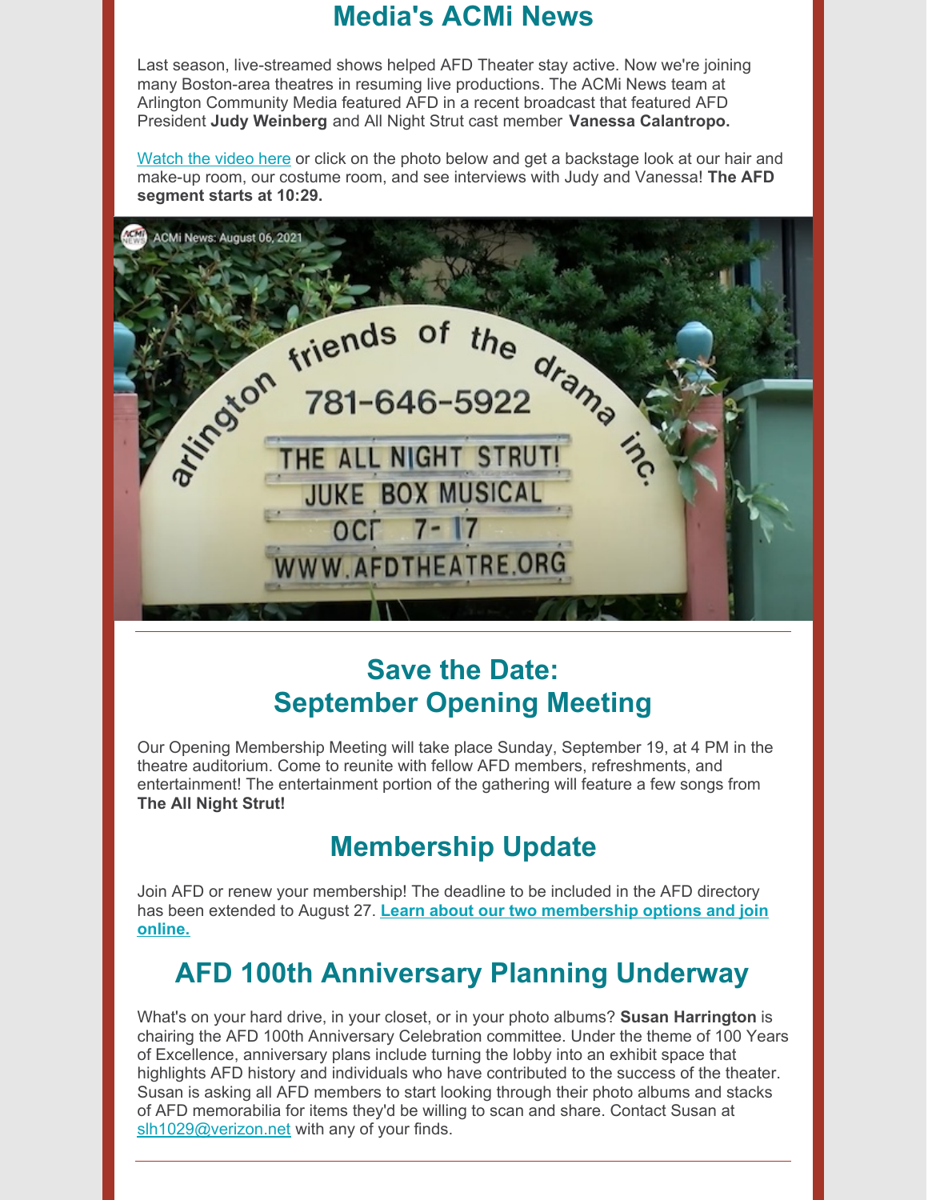# Media's ACMi News

Last season, live-streamed shows helped AFD Theater stay active. Now we're joining many Boston-area theatres in resuming live productions. The ACMi News team at Arlington Community Media featured AFD in a recent broadcast that featured AFD President **Judy Weinberg** and All Night Strut cast member **Vanessa Calantropo.**

Watch the video here or click on the photo below and get a backstage look at our hair and make-up room, our costume room, and see interviews with Judy and Vanessa! **The AFD segment starts at 10:29.**

---

# Save the Date: September Opening Meeting

Our Opening Membership Meeting will take place Sunday, September 19, at 4 PM in the theatre auditorium. Come to reunite with fellow AFD members, refreshments, and entertainment! The entertainment portion of the gathering will feature a few songs from **The All Night Strut!**

# Membership Update

Join AFD or renew your membership! The deadline to be included in the AFD directory has been extended to August 27. **Learn about our two membership options and join online.**

# AFD 100th Anniversary Planning Underway

What's on your hard drive, in your closet, or in your photo albums? **Susan Harrington** is chairing the AFD 100th Anniversary Celebration committee. Under the theme of 100 Years of Excellence, anniversary plans include turning the lobby into an exhibit space that highlights AFD history and individuals who have contributed to the success of the theater. Susan is asking all AFD members to start looking through their photo albums and stacks of AFD memorabilia for items they'd be willing to scan and share. Contact Susan at slh1029@verizon.net with any of your finds.

---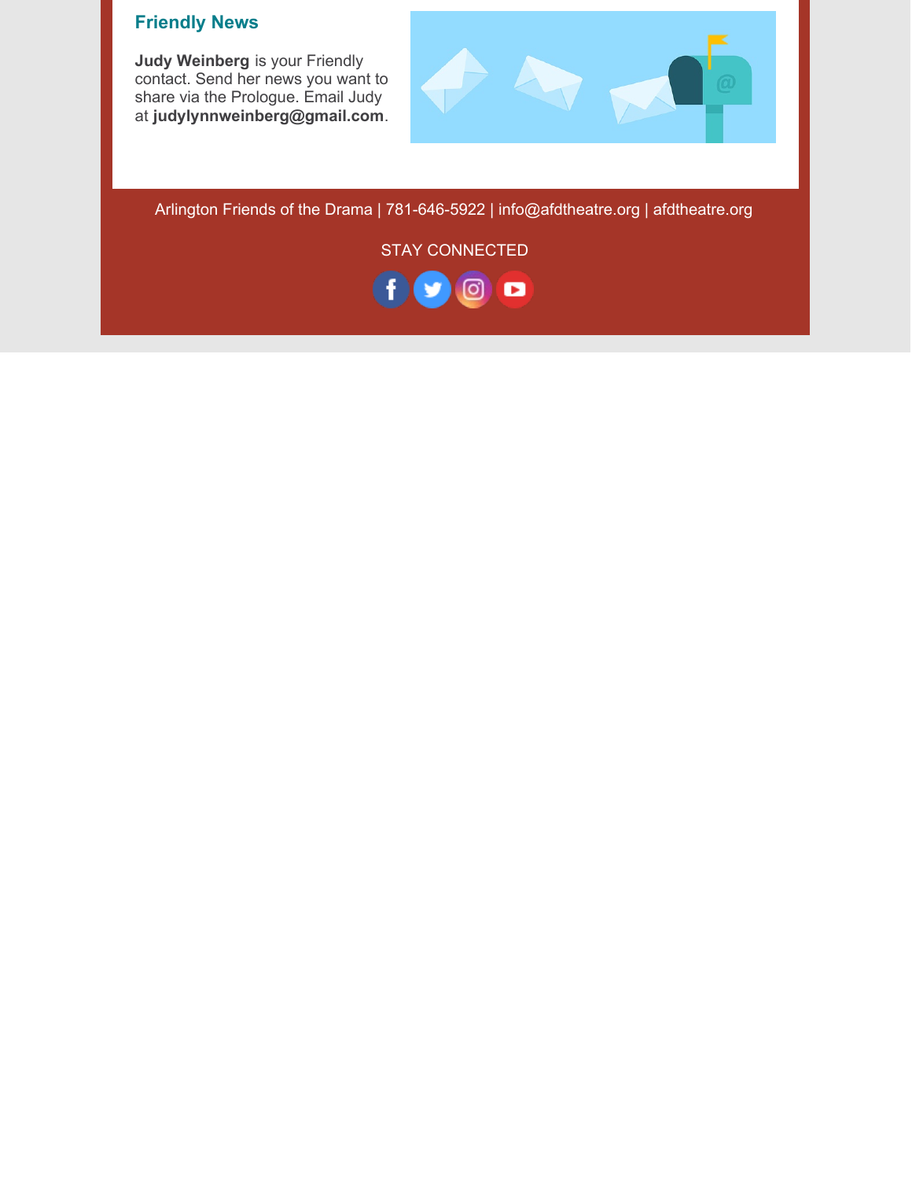## Friendly News

**Judy Weinberg** is your Friendly contact. Send her news you want to share via the Prologue. Email Judy at **judylynnweinberg@gmail.com**.

Arlington Friends of the Drama | 781-646-5922 | info@afdtheatre.org | afdtheatre.org

STAY CONNECTED